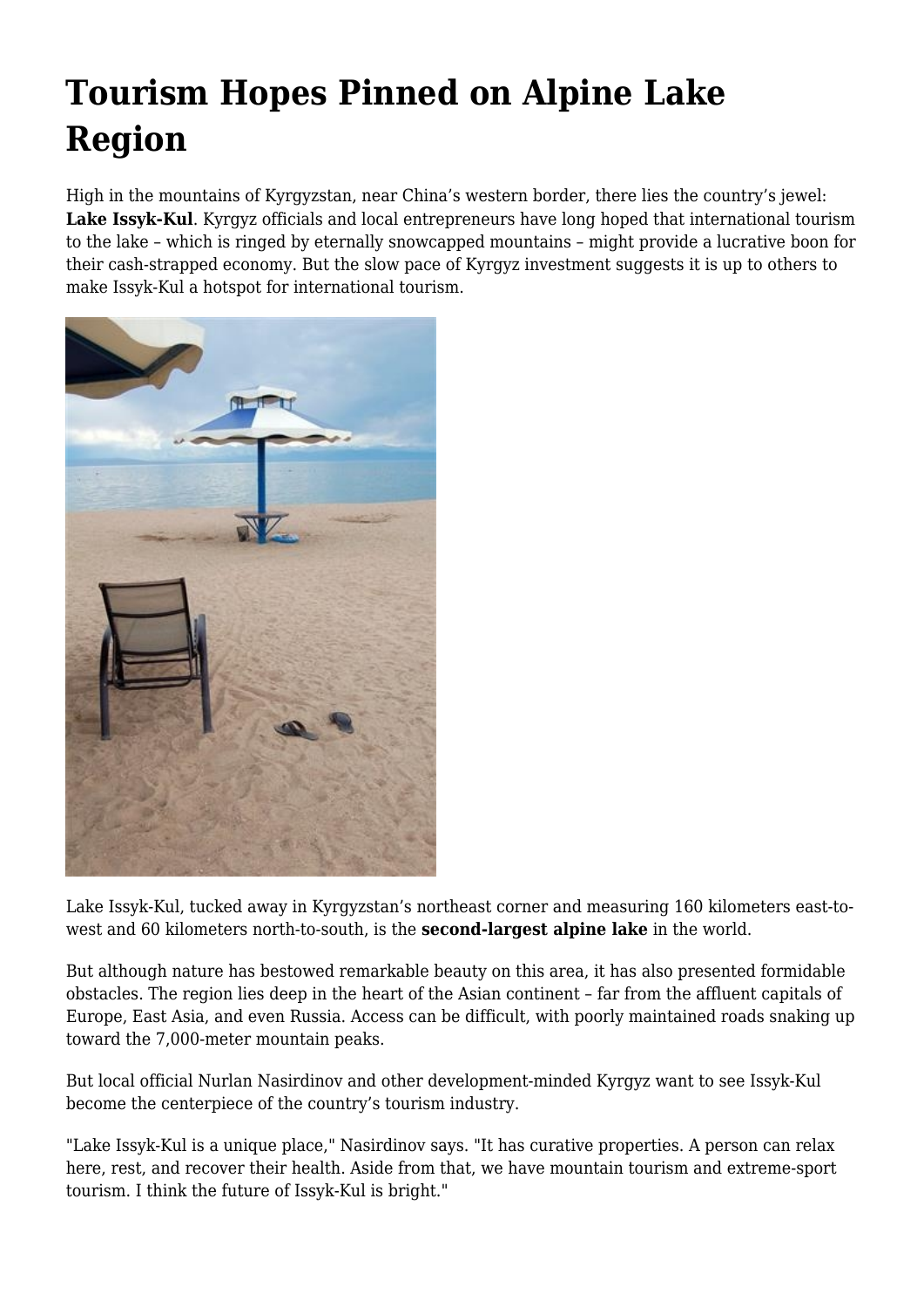# Tourism Hopes Pinned on Alpine Lake Region

High in the mountains of Kyrgyzstan, near China's western border, there lies the country's jewel: **Lake Issyk-Kul**. Kyrgyz officials and local entrepreneurs have long hoped that international tourism to the lake – which is ringed by eternally snowcapped mountains – might provide a lucrative boon for their cash-strapped economy. But the slow pace of Kyrgyz investment suggests it is up to others to make Issyk-Kul a hotspot for international tourism.

Lake Issyk-Kul, tucked away in Kyrgyzstan's northeast corner and measuring 160 kilometers east-to-west and 60 kilometers north-to-south, is the **second-largest alpine lake** in the world.

But although nature has bestowed remarkable beauty on this area, it has also presented formidable obstacles. The region lies deep in the heart of the Asian continent – far from the affluent capitals of Europe, East Asia, and even Russia. Access can be difficult, with poorly maintained roads snaking up toward the 7,000-meter mountain peaks.

But local official Nurlan Nasirdinov and other development-minded Kyrgyz want to see Issyk-Kul become the centerpiece of the country's tourism industry.

"Lake Issyk-Kul is a unique place," Nasirdinov says. "It has curative properties. A person can relax here, rest, and recover their health. Aside from that, we have mountain tourism and extreme-sport tourism. I think the future of Issyk-Kul is bright."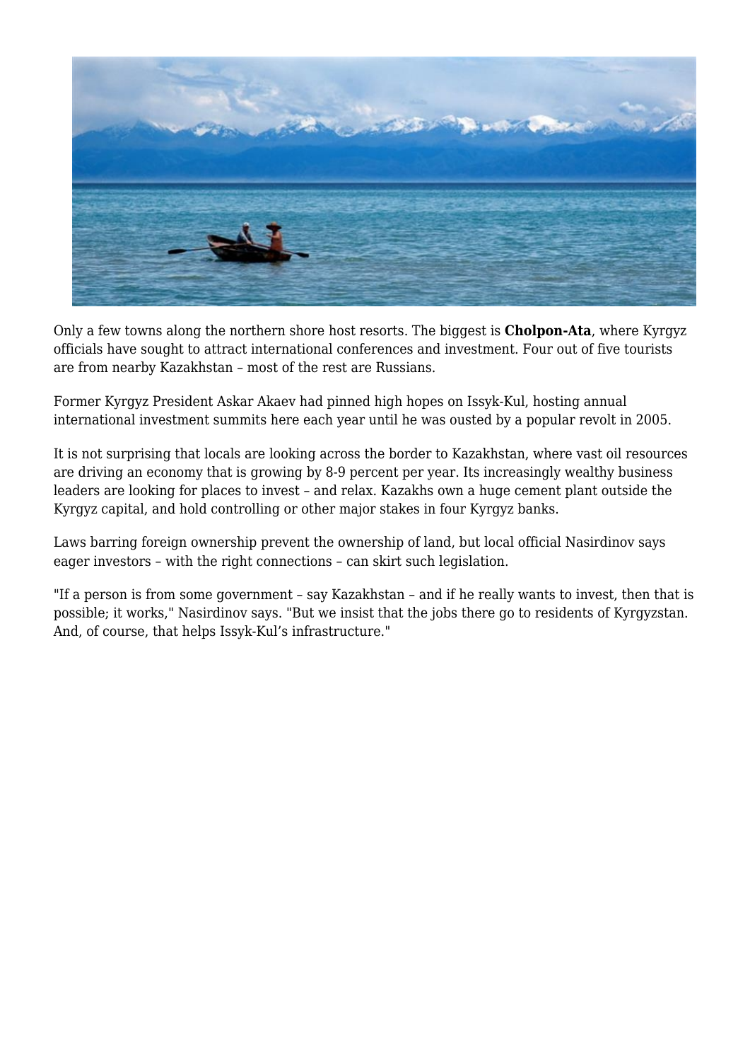Only a few towns along the northern shore host resorts. The biggest is **Cholpon-Ata**, where Kyrgyz officials have sought to attract international conferences and investment. Four out of five tourists are from nearby Kazakhstan – most of the rest are Russians.

Former Kyrgyz President Askar Akaev had pinned high hopes on Issyk-Kul, hosting annual international investment summits here each year until he was ousted by a popular revolt in 2005.

It is not surprising that locals are looking across the border to Kazakhstan, where vast oil resources are driving an economy that is growing by 8-9 percent per year. Its increasingly wealthy business leaders are looking for places to invest – and relax. Kazakhs own a huge cement plant outside the Kyrgyz capital, and hold controlling or other major stakes in four Kyrgyz banks.

Laws barring foreign ownership prevent the ownership of land, but local official Nasirdinov says eager investors – with the right connections – can skirt such legislation.

"If a person is from some government – say Kazakhstan – and if he really wants to invest, then that is possible; it works," Nasirdinov says. "But we insist that the jobs there go to residents of Kyrgyzstan. And, of course, that helps Issyk-Kul's infrastructure."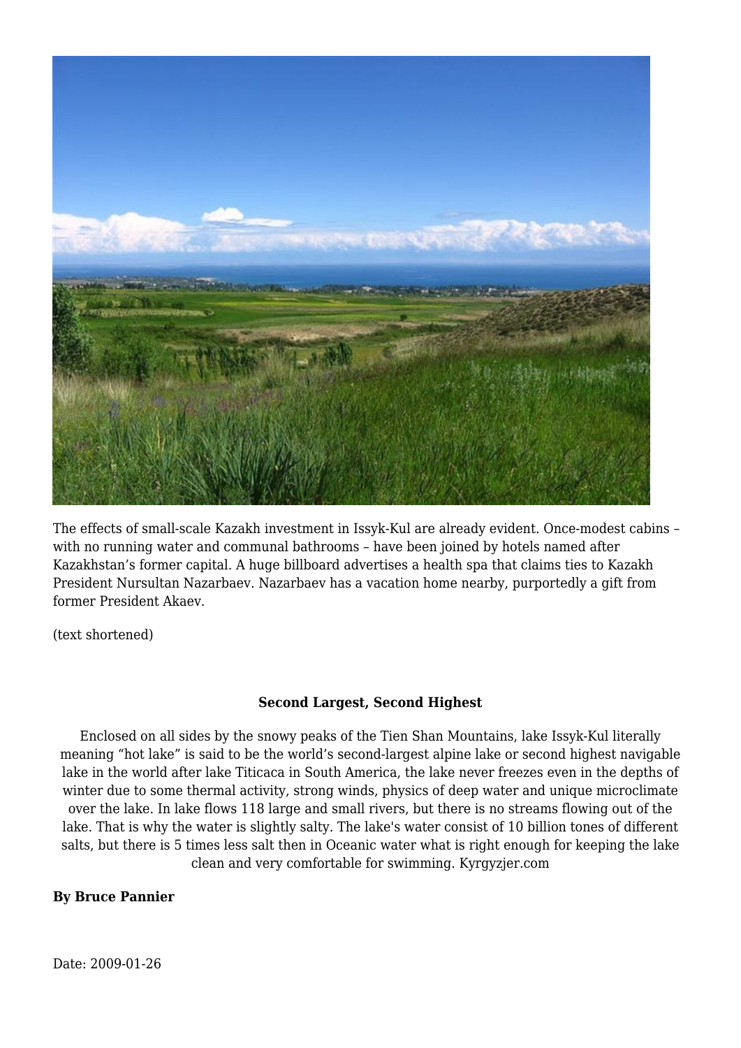The effects of small-scale Kazakh investment in Issyk-Kul are already evident. Once-modest cabins – with no running water and communal bathrooms – have been joined by hotels named after Kazakhstan's former capital. A huge billboard advertises a health spa that claims ties to Kazakh President Nursultan Nazarbaev. Nazarbaev has a vacation home nearby, purportedly a gift from former President Akaev.

(text shortened)

**Second Largest, Second Highest**

Enclosed on all sides by the snowy peaks of the Tien Shan Mountains, lake Issyk-Kul literally meaning "hot lake" is said to be the world's second-largest alpine lake or second highest navigable lake in the world after lake Titicaca in South America, the lake never freezes even in the depths of winter due to some thermal activity, strong winds, physics of deep water and unique microclimate over the lake. In lake flows 118 large and small rivers, but there is no streams flowing out of the lake. That is why the water is slightly salty. The lake's water consist of 10 billion tones of different salts, but there is 5 times less salt then in Oceanic water what is right enough for keeping the lake clean and very comfortable for swimming. Kyrgyzjer.com

**By Bruce Pannier**

Date: 2009-01-26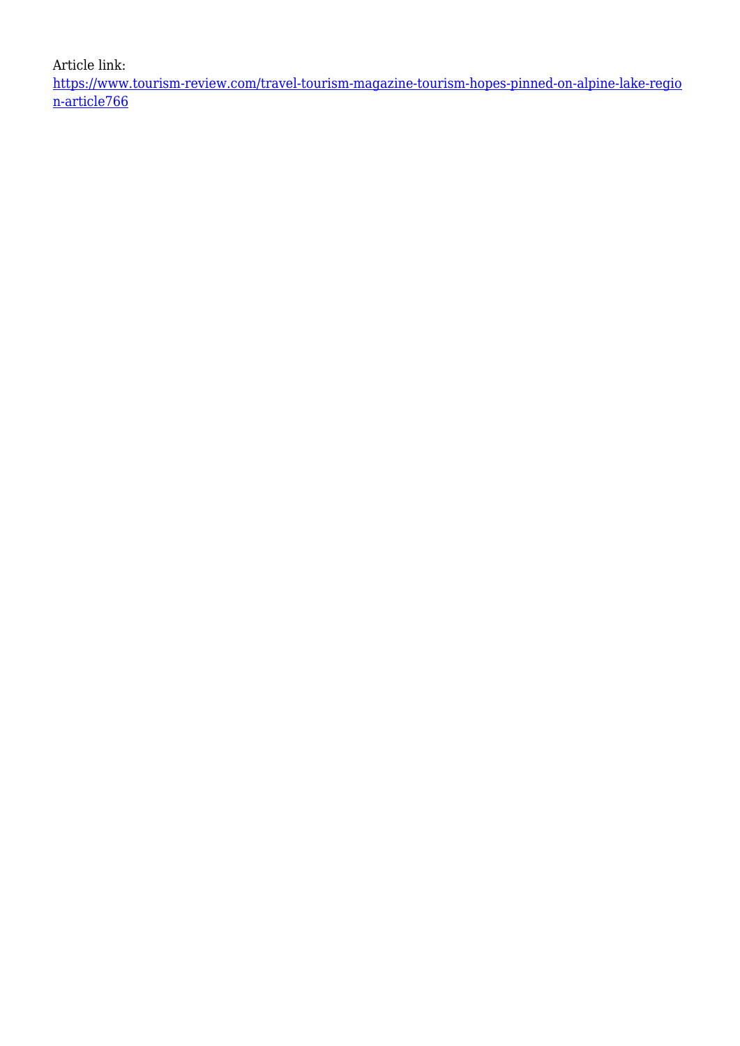Article link:
[https://www.tourism-review.com/travel-tourism-magazine-tourism-hopes-pinned-on-alpine-lake-region-article766](https://www.tourism-review.com/travel-tourism-magazine-tourism-hopes-pinned-on-alpine-lake-region-article766)